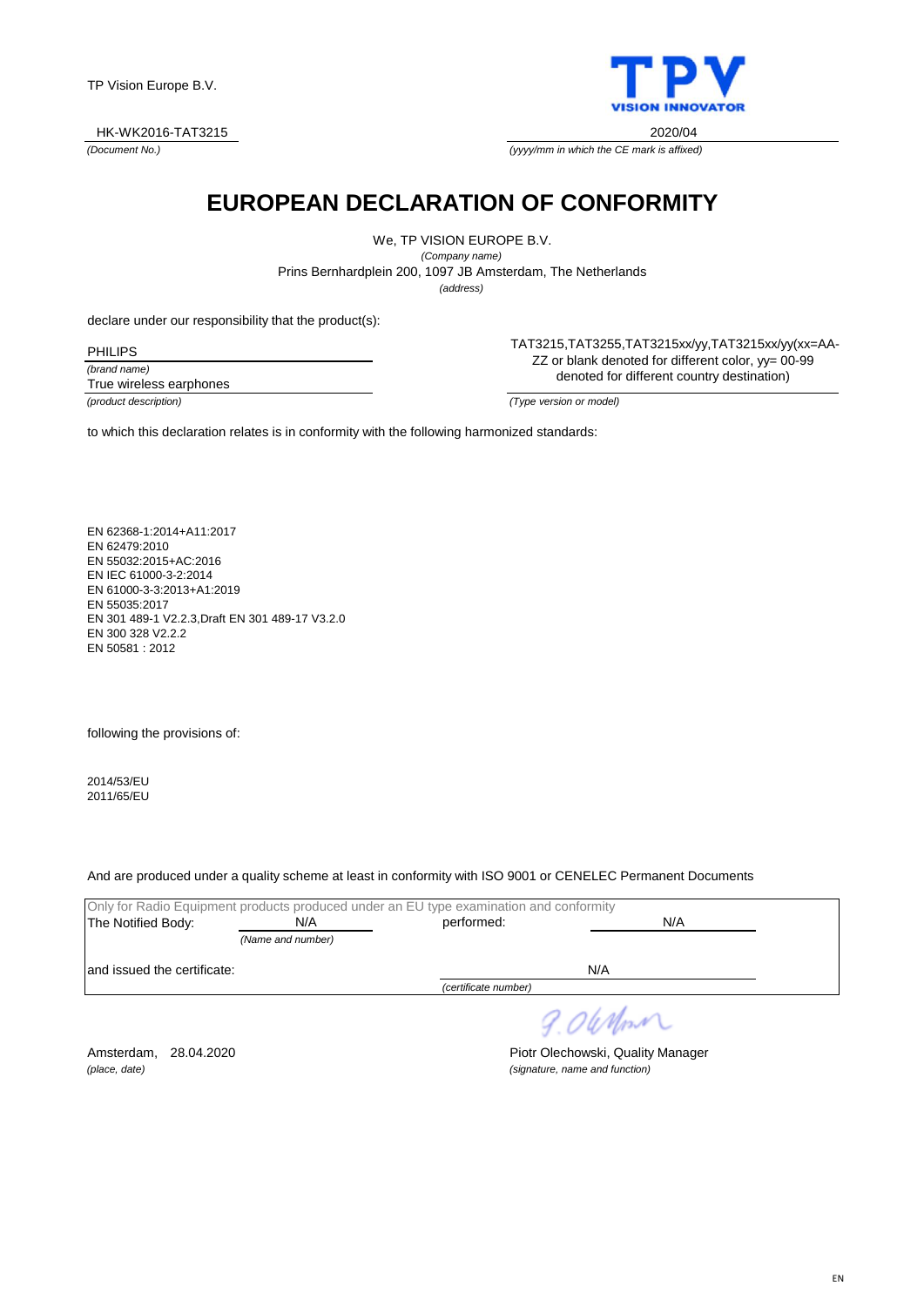TP Vision Europe B.V.

HK-WK2016-TAT3215
*(Document No.)*

2020/04
*(yyyy/mm in which the CE mark is affixed)*

# EUROPEAN DECLARATION OF CONFORMITY

We, TP VISION EUROPE B.V.
*(Company name)*
Prins Bernhardplein 200, 1097 JB Amsterdam, The Netherlands
*(address)*

declare under our responsibility that the product(s):

PHILIPS
*(brand name)*

True wireless earphones
*(product description)*

TAT3215,TAT3255,TAT3215xx/yy,TAT3215xx/yy(xx=AA-ZZ or blank denoted for different color, yy= 00-99 denoted for different country destination)
*(Type version or model)*

to which this declaration relates is in conformity with the following harmonized standards:

EN 62368-1:2014+A11:2017
EN 62479:2010
EN 55032:2015+AC:2016
EN IEC 61000-3-2:2014
EN 61000-3-3:2013+A1:2019
EN 55035:2017
EN 301 489-1 V2.2.3,Draft EN 301 489-17 V3.2.0
EN 300 328 V2.2.2
EN 50581 : 2012

following the provisions of:

2014/53/EU
2011/65/EU

And are produced under a quality scheme at least in conformity with ISO 9001 or CENELEC Permanent Documents

Only for Radio Equipment products produced under an EU type examination and conformity

The Notified Body: N/A *(Name and number)* performed: N/A

and issued the certificate: N/A *(certificate number)*

Amsterdam, 28.04.2020
*(place, date)*

Piotr Olechowski, Quality Manager
*(signature, name and function)*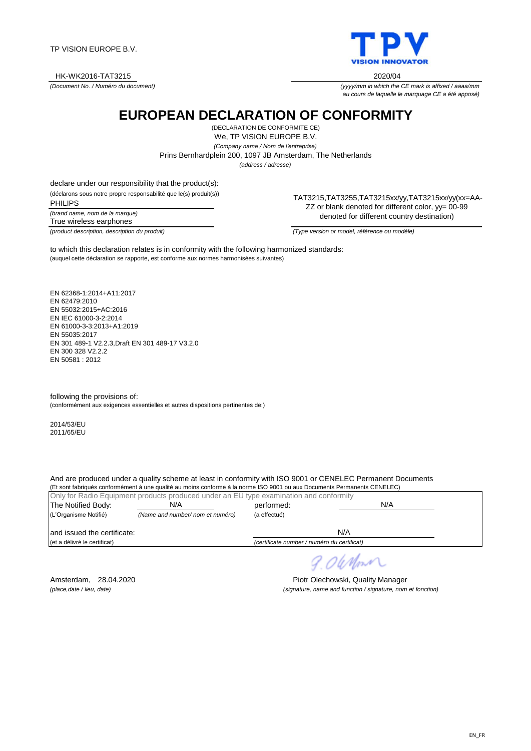TP VISION EUROPE B.V.

HK-WK2016-TAT3215
*(Document No. / Numéro du document)*

2020/04
*(yyyy/mm in which the CE mark is affixed / aaaa/mm au cours de laquelle le marquage CE a été apposé)*

# EUROPEAN DECLARATION OF CONFORMITY

(DECLARATION DE CONFORMITE CE)

We, TP VISION EUROPE B.V.
*(Company name / Nom de l'entreprise)*

Prins Bernhardplein 200, 1097 JB Amsterdam, The Netherlands
*(address / adresse)*

declare under our responsibility that the product(s):
(déclarons sous notre propre responsabilité que le(s) produit(s))

PHILIPS
*(brand name, nom de la marque)*

True wireless earphones
*(product description, description du produit)*

TAT3215,TAT3255,TAT3215xx/yy,TAT3215xx/yy(xx=AA-ZZ or blank denoted for different color, yy= 00-99 denoted for different country destination)
*(Type version or model, référence ou modèle)*

to which this declaration relates is in conformity with the following harmonized standards:
(auquel cette déclaration se rapporte, est conforme aux normes harmonisées suivantes)

EN 62368-1:2014+A11:2017
EN 62479:2010
EN 55032:2015+AC:2016
EN IEC 61000-3-2:2014
EN 61000-3-3:2013+A1:2019
EN 55035:2017
EN 301 489-1 V2.2.3,Draft EN 301 489-17 V3.2.0
EN 300 328 V2.2.2
EN 50581 : 2012

following the provisions of:
(conformément aux exigences essentielles et autres dispositions pertinentes de:)

2014/53/EU
2011/65/EU

And are produced under a quality scheme at least in conformity with ISO 9001 or CENELEC Permanent Documents
(Et sont fabriqués conformément à une qualité au moins conforme à la norme ISO 9001 ou aux Documents Permanents CENELEC)

Only for Radio Equipment products produced under an EU type examination and conformity

| | | | |
|---|---|---|---|
| The Notified Body: | N/A | performed: | N/A |
| (L'Organisme Notifié) | *(Name and number/ nom et numéro)* | (a effectué) | |
| and issued the certificate: | | N/A | |
| (et a délivré le certificat) | | *(certificate number / numéro du certificat)* | |

Amsterdam, 28.04.2020
*(place,date / lieu, date)*

Piotr Olechowski, Quality Manager
*(signature, name and function / signature, nom et fonction)*

EN_FR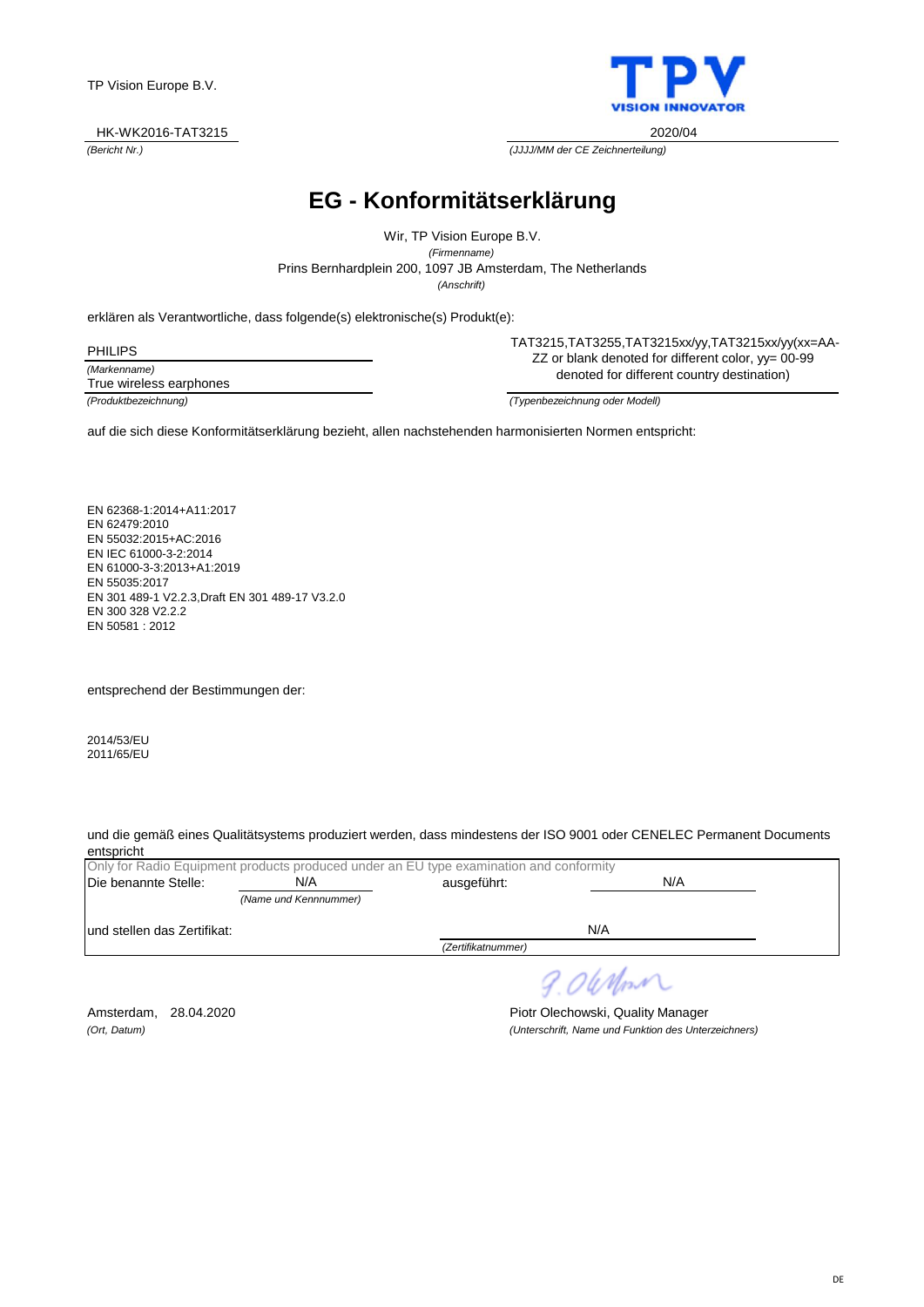TP Vision Europe B.V.

HK-WK2016-TAT3215
*(Bericht Nr.)*

2020/04
*(JJJJ/MM der CE Zeichnerteilung)*

# EG - Konformitätserklärung

Wir, TP Vision Europe B.V.
*(Firmenname)*
Prins Bernhardplein 200, 1097 JB Amsterdam, The Netherlands
*(Anschrift)*

erklären als Verantwortliche, dass folgende(s) elektronische(s) Produkt(e):

PHILIPS
*(Markenname)*

True wireless earphones
*(Produktbezeichnung)*

TAT3215,TAT3255,TAT3215xx/yy,TAT3215xx/yy(xx=AA-ZZ or blank denoted for different color, yy= 00-99 denoted for different country destination)
*(Typenbezeichnung oder Modell)*

auf die sich diese Konformitätserklärung bezieht, allen nachstehenden harmonisierten Normen entspricht:

EN 62368-1:2014+A11:2017
EN 62479:2010
EN 55032:2015+AC:2016
EN IEC 61000-3-2:2014
EN 61000-3-3:2013+A1:2019
EN 55035:2017
EN 301 489-1 V2.2.3,Draft EN 301 489-17 V3.2.0
EN 300 328 V2.2.2
EN 50581 : 2012

entsprechend der Bestimmungen der:

2014/53/EU
2011/65/EU

und die gemäß eines Qualitätsystems produziert werden, dass mindestens der ISO 9001 oder CENELEC Permanent Documents entspricht

Only for Radio Equipment products produced under an EU type examination and conformity

Die benannte Stelle: N/A *(Name und Kennnummer)* ausgeführt: N/A

und stellen das Zertifikat: N/A *(Zertifikatnummer)*

Amsterdam, 28.04.2020
*(Ort, Datum)*

Piotr Olechowski, Quality Manager
*(Unterschrift, Name und Funktion des Unterzeichners)*

DE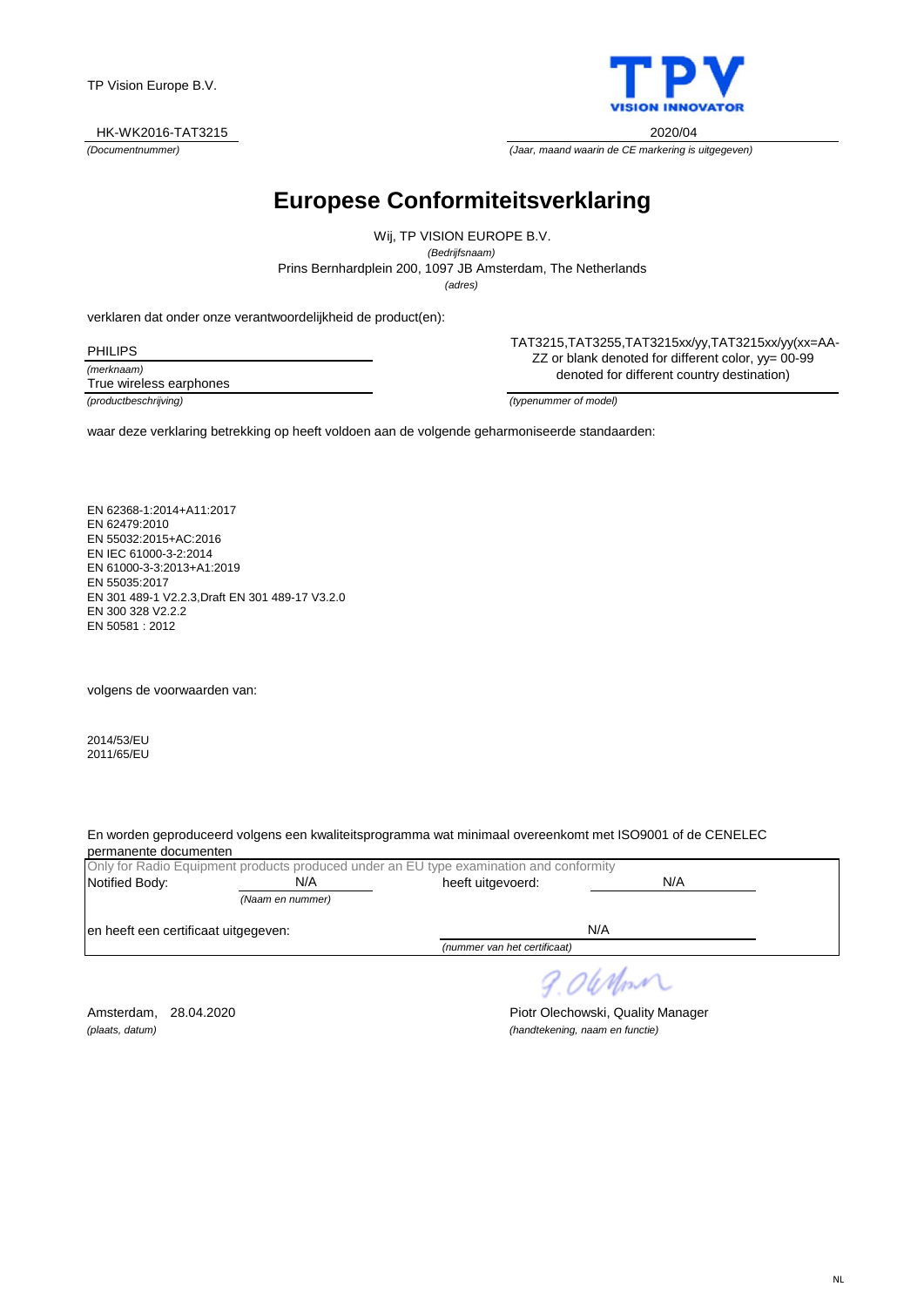TP Vision Europe B.V.

TPV VISION INNOVATOR

HK-WK2016-TAT3215
*(Documentnummer)*

2020/04
*(Jaar, maand waarin de CE markering is uitgegeven)*

# Europese Conformiteitsverklaring

Wij, TP VISION EUROPE B.V.
*(Bedrijfsnaam)*
Prins Bernhardplein 200, 1097 JB Amsterdam, The Netherlands
*(adres)*

verklaren dat onder onze verantwoordelijkheid de product(en):

PHILIPS
*(merknaam)*
True wireless earphones
*(productbeschrijving)*

TAT3215,TAT3255,TAT3215xx/yy,TAT3215xx/yy(xx=AA-ZZ or blank denoted for different color, yy= 00-99 denoted for different country destination)
*(typenummer of model)*

waar deze verklaring betrekking op heeft voldoen aan de volgende geharmoniseerde standaarden:

EN 62368-1:2014+A11:2017
EN 62479:2010
EN 55032:2015+AC:2016
EN IEC 61000-3-2:2014
EN 61000-3-3:2013+A1:2019
EN 55035:2017
EN 301 489-1 V2.2.3,Draft EN 301 489-17 V3.2.0
EN 300 328 V2.2.2
EN 50581 : 2012

volgens de voorwaarden van:

2014/53/EU
2011/65/EU

En worden geproduceerd volgens een kwaliteitsprogramma wat minimaal overeenkomt met ISO9001 of de CENELEC permanente documenten

Only for Radio Equipment products produced under an EU type examination and conformity

Notified Body: N/A *(Naam en nummer)* heeft uitgevoerd: N/A

en heeft een certificaat uitgegeven: N/A
*(nummer van het certificaat)*

Amsterdam, 28.04.2020
*(plaats, datum)*

Piotr Olechowski, Quality Manager
*(handtekening, naam en functie)*

NL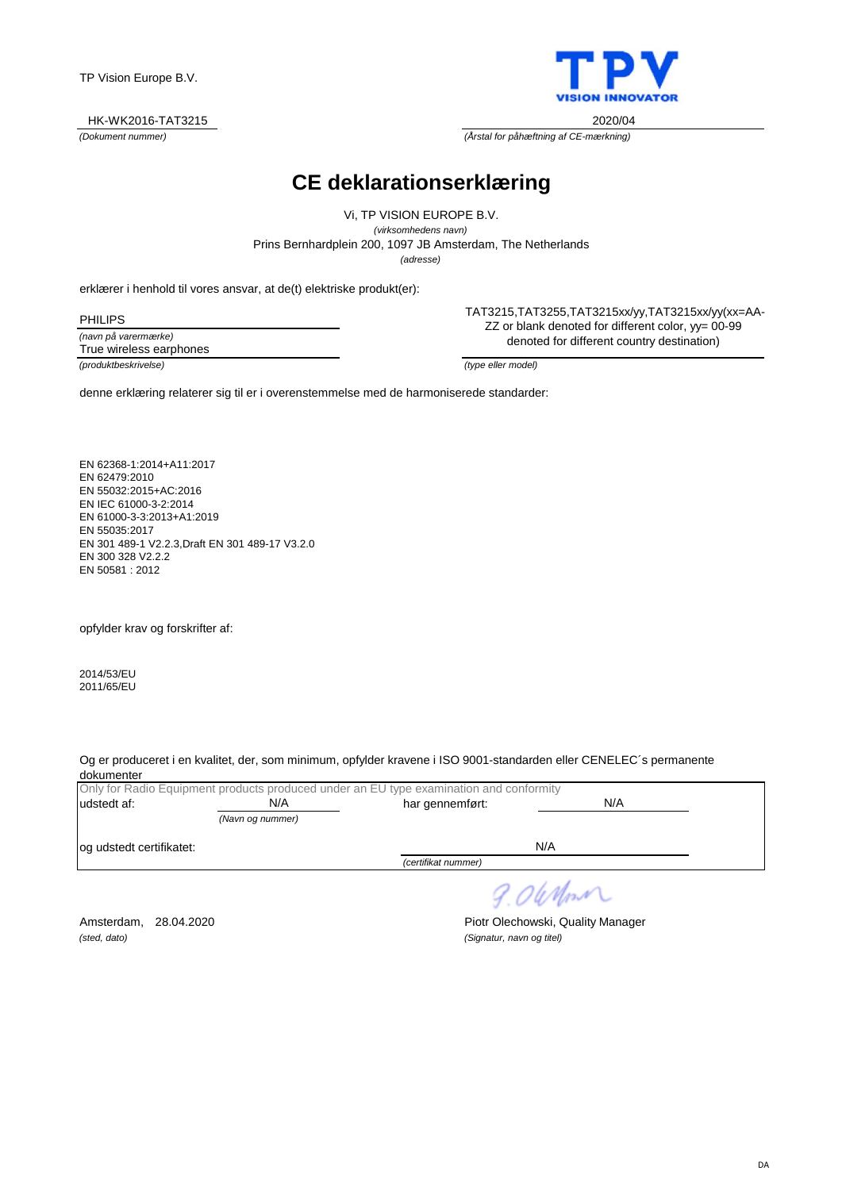TP Vision Europe B.V.

HK-WK2016-TAT3215
*(Dokument nummer)*

2020/04
*(Årstal for påhæftning af CE-mærkning)*

# CE deklarationserklæring

Vi, TP VISION EUROPE B.V.
*(virksomhedens navn)*
Prins Bernhardplein 200, 1097 JB Amsterdam, The Netherlands
*(adresse)*

erklærer i henhold til vores ansvar, at de(t) elektriske produkt(er):

PHILIPS
*(navn på varermærke)*

True wireless earphones
*(produktbeskrivelse)*

TAT3215,TAT3255,TAT3215xx/yy,TAT3215xx/yy(xx=AA-ZZ or blank denoted for different color, yy= 00-99 denoted for different country destination)
*(type eller model)*

denne erklæring relaterer sig til er i overenstemmelse med de harmoniserede standarder:

EN 62368-1:2014+A11:2017
EN 62479:2010
EN 55032:2015+AC:2016
EN IEC 61000-3-2:2014
EN 61000-3-3:2013+A1:2019
EN 55035:2017
EN 301 489-1 V2.2.3,Draft EN 301 489-17 V3.2.0
EN 300 328 V2.2.2
EN 50581 : 2012

opfylder krav og forskrifter af:

2014/53/EU
2011/65/EU

Og er produceret i en kvalitet, der, som minimum, opfylder kravene i ISO 9001-standarden eller CENELEC´s permanente dokumenter

Only for Radio Equipment products produced under an EU type examination and conformity

udstedt af: N/A *(Navn og nummer)* har gennemført: N/A

og udstedt certifikatet: N/A *(certifikat nummer)*

Amsterdam, 28.04.2020
*(sted, dato)*

Piotr Olechowski, Quality Manager
*(Signatur, navn og titel)*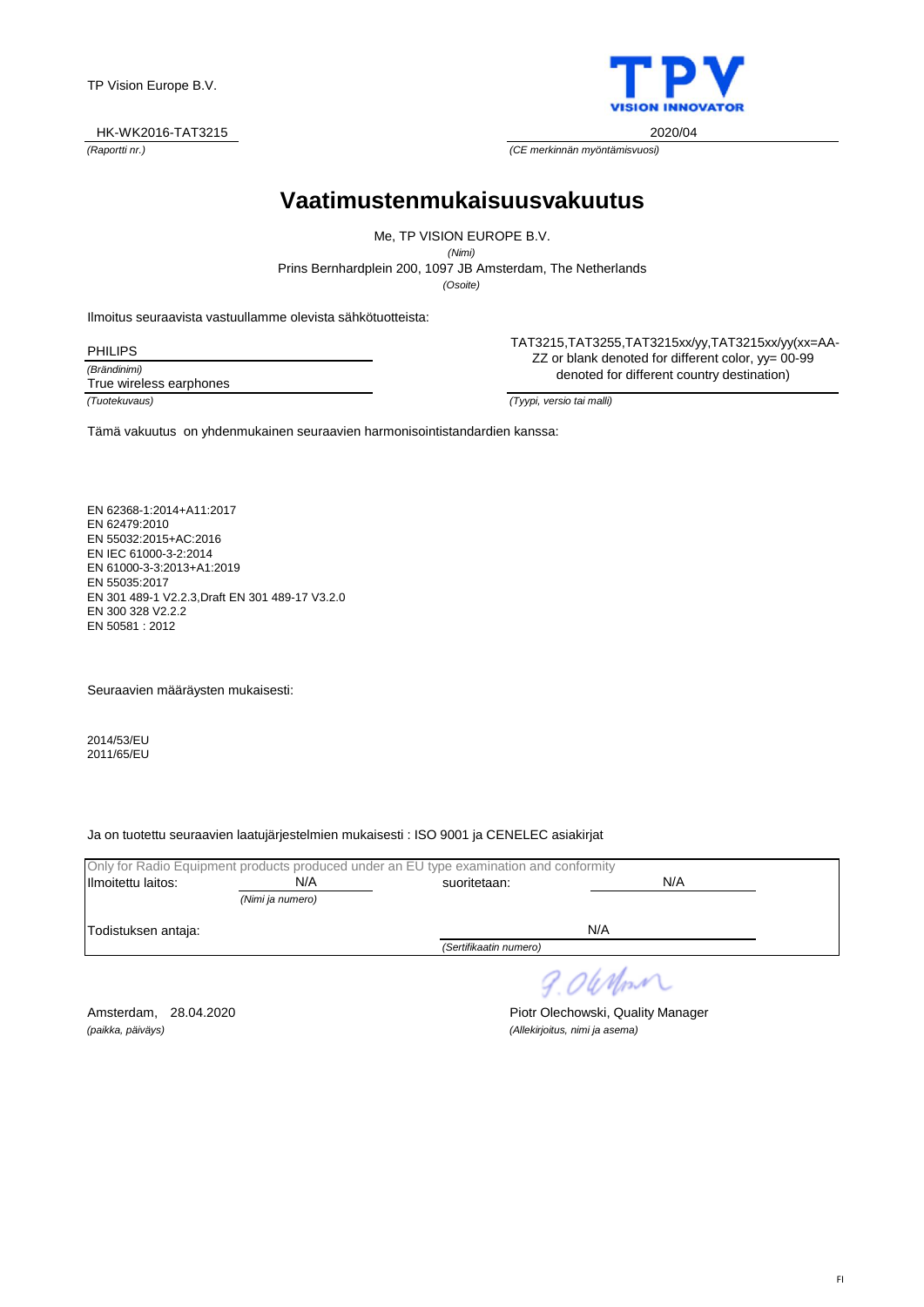TP Vision Europe B.V.

TPV VISION INNOVATOR

HK-WK2016-TAT3215
*(Raportti nr.)*

2020/04
*(CE merkinnän myöntämisvuosi)*

# Vaatimustenmukaisuusvakuutus

Me, TP VISION EUROPE B.V.
*(Nimi)*

Prins Bernhardplein 200, 1097 JB Amsterdam, The Netherlands
*(Osoite)*

Ilmoitus seuraavista vastuullamme olevista sähkötuotteista:

PHILIPS
*(Brändinimi)*

True wireless earphones
*(Tuotekuvaus)*

TAT3215,TAT3255,TAT3215xx/yy,TAT3215xx/yy(xx=AA-ZZ or blank denoted for different color, yy= 00-99 denoted for different country destination)
*(Tyypi, versio tai malli)*

Tämä vakuutus on yhdenmukainen seuraavien harmonisointistandardien kanssa:

EN 62368-1:2014+A11:2017
EN 62479:2010
EN 55032:2015+AC:2016
EN IEC 61000-3-2:2014
EN 61000-3-3:2013+A1:2019
EN 55035:2017
EN 301 489-1 V2.2.3,Draft EN 301 489-17 V3.2.0
EN 300 328 V2.2.2
EN 50581 : 2012

Seuraavien määräysten mukaisesti:

2014/53/EU
2011/65/EU

Ja on tuotettu seuraavien laatujärjestelmien mukaisesti : ISO 9001 ja CENELEC asiakirjat

Only for Radio Equipment products produced under an EU type examination and conformity

Ilmoitettu laitos: N/A *(Nimi ja numero)* suoritetaan: N/A

Todistuksen antaja: N/A *(Sertifikaatin numero)*

Amsterdam, 28.04.2020
*(paikka, päiväys)*

Piotr Olechowski, Quality Manager
*(Allekirjoitus, nimi ja asema)*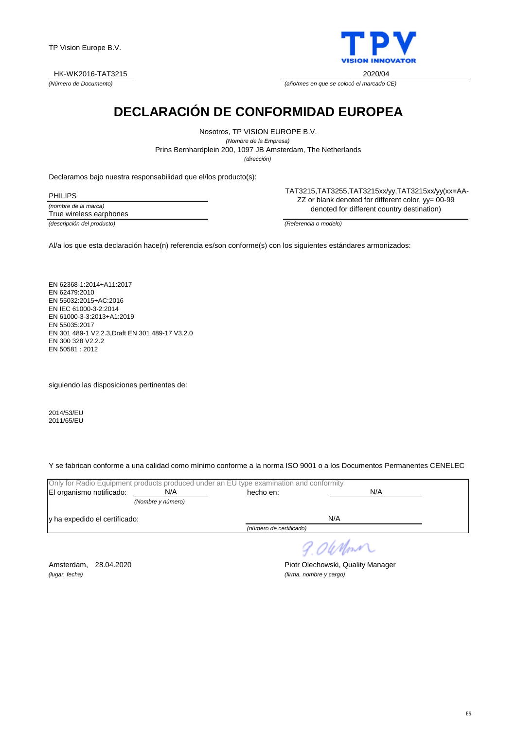TP Vision Europe B.V.

HK-WK2016-TAT3215
*(Número de Documento)*

2020/04
*(año/mes en que se colocó el marcado CE)*

# DECLARACIÓN DE CONFORMIDAD EUROPEA

Nosotros, TP VISION EUROPE B.V.
*(Nombre de la Empresa)*
Prins Bernhardplein 200, 1097 JB Amsterdam, The Netherlands
*(dirección)*

Declaramos bajo nuestra responsabilidad que el/los producto(s):

PHILIPS
*(nombre de la marca)*

True wireless earphones
*(descripción del producto)*

TAT3215,TAT3255,TAT3215xx/yy,TAT3215xx/yy(xx=AA-ZZ or blank denoted for different color, yy= 00-99 denoted for different country destination)
*(Referencia o modelo)*

Al/a los que esta declaración hace(n) referencia es/son conforme(s) con los siguientes estándares armonizados:

EN 62368-1:2014+A11:2017
EN 62479:2010
EN 55032:2015+AC:2016
EN IEC 61000-3-2:2014
EN 61000-3-3:2013+A1:2019
EN 55035:2017
EN 301 489-1 V2.2.3,Draft EN 301 489-17 V3.2.0
EN 300 328 V2.2.2
EN 50581 : 2012

siguiendo las disposiciones pertinentes de:

2014/53/EU
2011/65/EU

Y se fabrican conforme a una calidad como mínimo conforme a la norma ISO 9001 o a los Documentos Permanentes CENELEC

Only for Radio Equipment products produced under an EU type examination and conformity

El organismo notificado: N/A *(Nombre y número)* hecho en: N/A

y ha expedido el certificado: N/A *(número de certificado)*

Amsterdam, 28.04.2020
*(lugar, fecha)*

Piotr Olechowski, Quality Manager
*(firma, nombre y cargo)*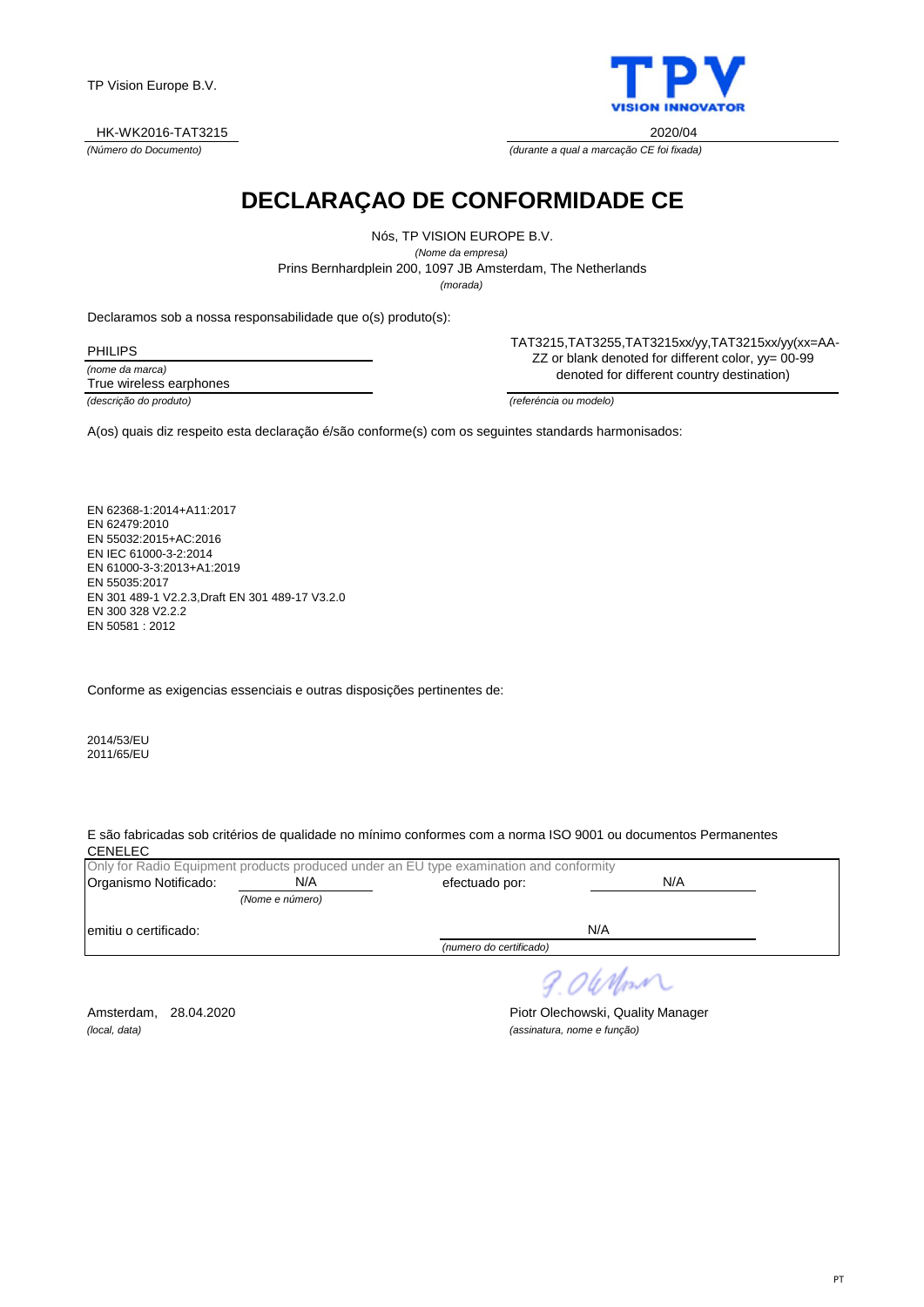TP Vision Europe B.V.

HK-WK2016-TAT3215
*(Número do Documento)*

2020/04
*(durante a qual a marcação CE foi fixada)*

# DECLARAÇAO DE CONFORMIDADE CE

Nós, TP VISION EUROPE B.V.
*(Nome da empresa)*
Prins Bernhardplein 200, 1097 JB Amsterdam, The Netherlands
*(morada)*

Declaramos sob a nossa responsabilidade que o(s) produto(s):

PHILIPS
*(nome da marca)*

True wireless earphones
*(descrição do produto)*

TAT3215,TAT3255,TAT3215xx/yy,TAT3215xx/yy(xx=AA-ZZ or blank denoted for different color, yy= 00-99 denoted for different country destination)
*(referência ou modelo)*

A(os) quais diz respeito esta declaração é/são conforme(s) com os seguintes standards harmonisados:

EN 62368-1:2014+A11:2017
EN 62479:2010
EN 55032:2015+AC:2016
EN IEC 61000-3-2:2014
EN 61000-3-3:2013+A1:2019
EN 55035:2017
EN 301 489-1 V2.2.3,Draft EN 301 489-17 V3.2.0
EN 300 328 V2.2.2
EN 50581 : 2012

Conforme as exigencias essenciais e outras disposições pertinentes de:

2014/53/EU
2011/65/EU

E são fabricadas sob critérios de qualidade no mínimo conformes com a norma ISO 9001 ou documentos Permanentes CENELEC

Only for Radio Equipment products produced under an EU type examination and conformity

Organismo Notificado: N/A *(Nome e número)* efectuado por: N/A

emitiu o certificado: N/A *(numero do certificado)*

Amsterdam, 28.04.2020
*(local, data)*

Piotr Olechowski, Quality Manager
*(assinatura, nome e função)*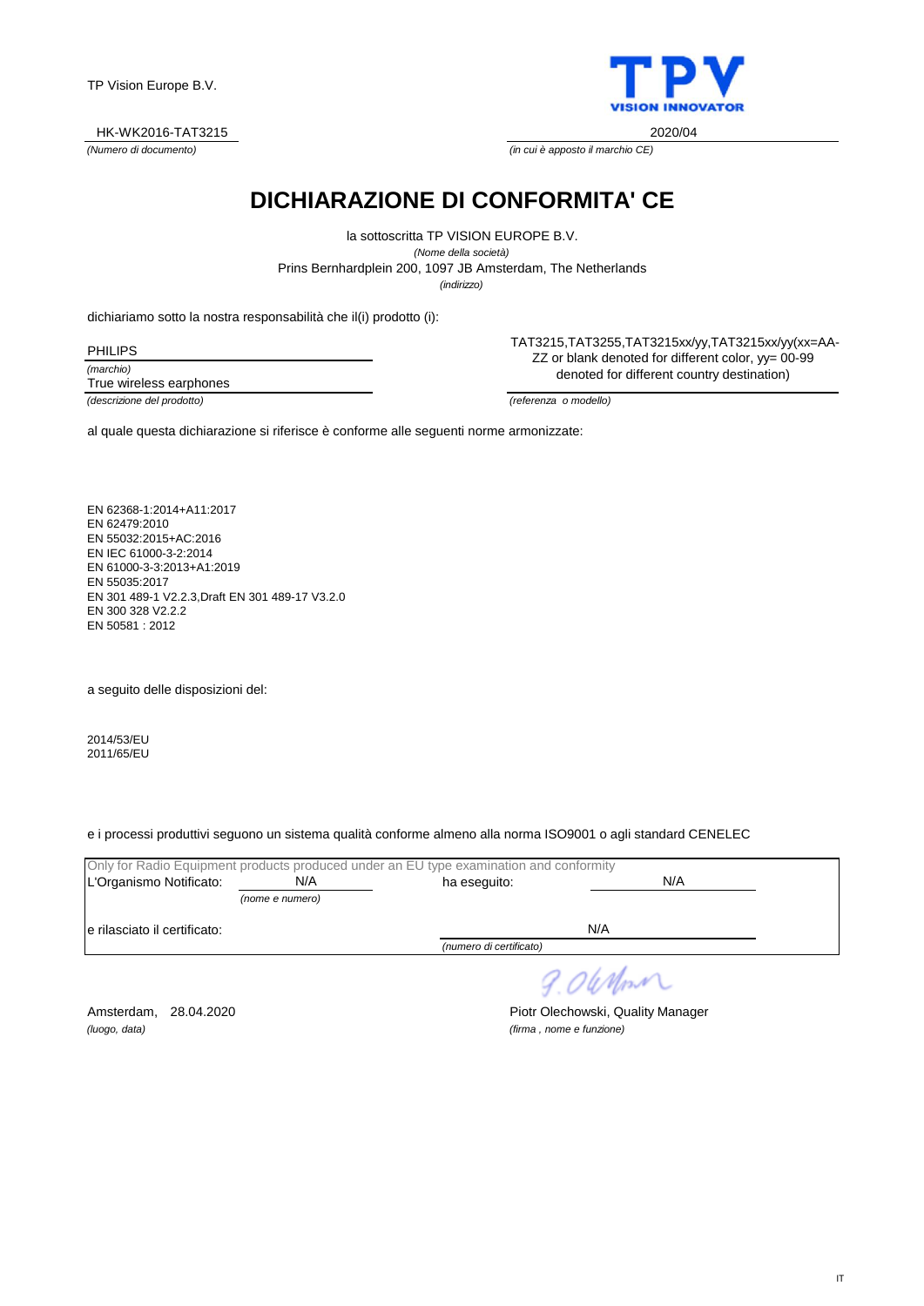TP Vision Europe B.V.

HK-WK2016-TAT3215
*(Numero di documento)*

2020/04
*(in cui è apposto il marchio CE)*

# DICHIARAZIONE DI CONFORMITA' CE

la sottoscritta TP VISION EUROPE B.V.
*(Nome della società)*
Prins Bernhardplein 200, 1097 JB Amsterdam, The Netherlands
*(indirizzo)*

dichiariamo sotto la nostra responsabilità che il(i) prodotto (i):

PHILIPS
*(marchio)*

True wireless earphones
*(descrizione del prodotto)*

TAT3215,TAT3255,TAT3215xx/yy,TAT3215xx/yy(xx=AA-ZZ or blank denoted for different color, yy= 00-99 denoted for different country destination)
*(referenza o modello)*

al quale questa dichiarazione si riferisce è conforme alle seguenti norme armonizzate:

EN 62368-1:2014+A11:2017
EN 62479:2010
EN 55032:2015+AC:2016
EN IEC 61000-3-2:2014
EN 61000-3-3:2013+A1:2019
EN 55035:2017
EN 301 489-1 V2.2.3,Draft EN 301 489-17 V3.2.0
EN 300 328 V2.2.2
EN 50581 : 2012

a seguito delle disposizioni del:

2014/53/EU
2011/65/EU

e i processi produttivi seguono un sistema qualità conforme almeno alla norma ISO9001 o agli standard CENELEC

Only for Radio Equipment products produced under an EU type examination and conformity

L'Organismo Notificato: N/A *(nome e numero)* ha eseguito: N/A

e rilasciato il certificato: N/A *(numero di certificato)*

Amsterdam, 28.04.2020
*(luogo, data)*

Piotr Olechowski, Quality Manager
*(firma , nome e funzione)*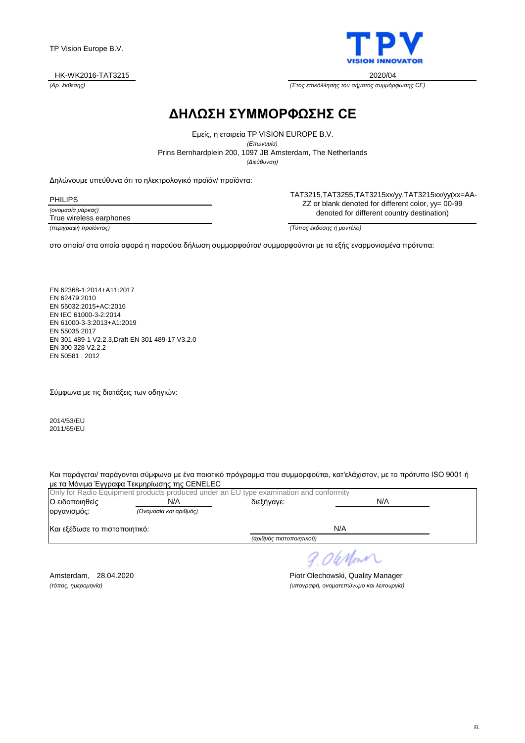TP Vision Europe B.V.

TPV VISION INNOVATOR

HK-WK2016-TAT3215
*(Αρ. έκθεσης)*

2020/04
*(Έτος επικόλλησης του σήματος συμμόρφωσης CE)*

# ΔΗΛΩΣΗ ΣΥΜΜΟΡΦΩΣΗΣ CE

Εμείς, η εταιρεία TP VISION EUROPE B.V.
*(Επωνυμία)*

Prins Bernhardplein 200, 1097 JB Amsterdam, The Netherlands
*(Διεύθυνση)*

Δηλώνουμε υπεύθυνα ότι το ηλεκτρολογικό προϊόν/ προϊόντα:

PHILIPS
*(ονομασία μάρκας)*

True wireless earphones
*(περιγραφή προϊόντος)*

TAT3215,TAT3255,TAT3215xx/yy,TAT3215xx/yy(xx=AA-ZZ or blank denoted for different color, yy= 00-99 denoted for different country destination)
*(Τύπος έκδοσης ή μοντέλο)*

στο οποίο/ στα οποία αφορά η παρούσα δήλωση συμμορφούται/ συμμορφούνται με τα εξής εναρμονισμένα πρότυπα:

EN 62368-1:2014+A11:2017
EN 62479:2010
EN 55032:2015+AC:2016
EN IEC 61000-3-2:2014
EN 61000-3-3:2013+A1:2019
EN 55035:2017
EN 301 489-1 V2.2.3,Draft EN 301 489-17 V3.2.0
EN 300 328 V2.2.2
EN 50581 : 2012

Σύμφωνα με τις διατάξεις των οδηγιών:

2014/53/EU
2011/65/EU

Και παράγεται/ παράγονται σύμφωνα με ένα ποιοτικό πρόγραμμα που συμμορφούται, κατ'ελάχιστον, με το πρότυπο ISO 9001 ή με τα Μόνιμα Έγγραφα Τεκμηρίωσης της CENELEC

Only for Radio Equipment products produced under an EU type examination and conformity

Ο ειδοποιηθείς οργανισμός: N/A *(Ονομασία και αριθμός)* διεξήγαγε: N/A

Και εξέδωσε το πιστοποιητικό: N/A
*(αριθμός πιστοποιητικού)*

Amsterdam, 28.04.2020
*(τόπος, ημερομηνία)*

Piotr Olechowski, Quality Manager
*(υπογραφή, ονοματεπώνυμο και λειτουργία)*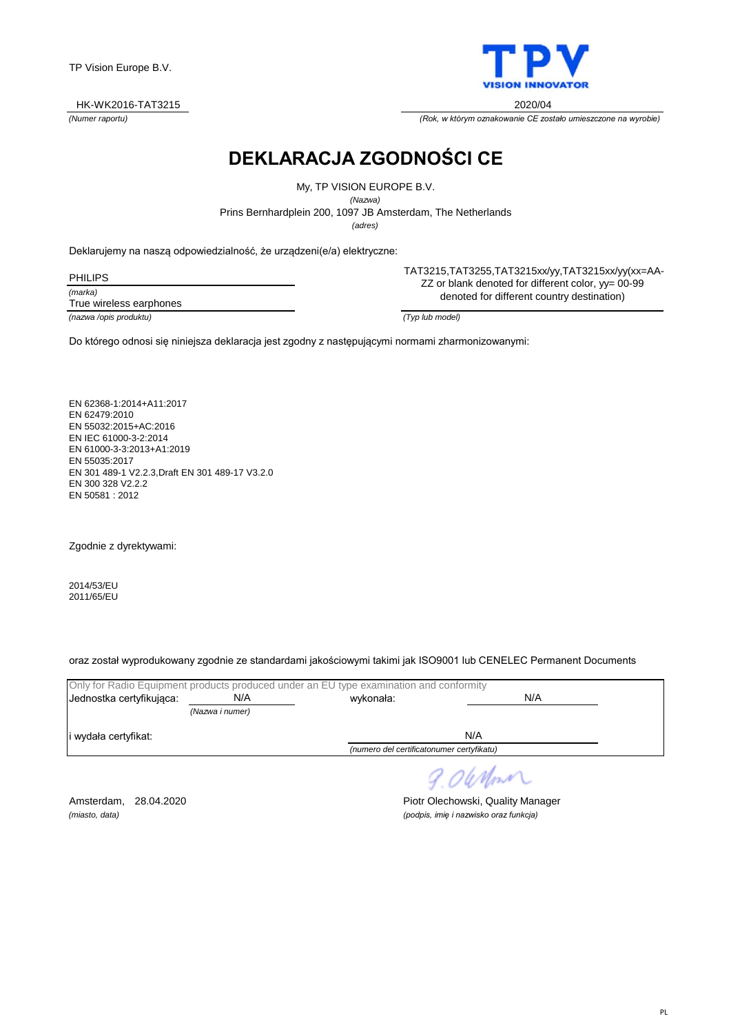TP Vision Europe B.V.

HK-WK2016-TAT3215
*(Numer raportu)*

2020/04
*(Rok, w którym oznakowanie CE zostało umieszczone na wyrobie)*

# DEKLARACJA ZGODNOŚCI CE

My, TP VISION EUROPE B.V.
*(Nazwa)*
Prins Bernhardplein 200, 1097 JB Amsterdam, The Netherlands
*(adres)*

Deklarujemy na naszą odpowiedzialność, że urządzeni(e/a) elektryczne:

PHILIPS
*(marka)*

True wireless earphones
*(nazwa /opis produktu)*

TAT3215,TAT3255,TAT3215xx/yy,TAT3215xx/yy(xx=AA-ZZ or blank denoted for different color, yy= 00-99 denoted for different country destination)
*(Typ lub model)*

Do którego odnosi się niniejsza deklaracja jest zgodny z następującymi normami zharmonizowanymi:

EN 62368-1:2014+A11:2017
EN 62479:2010
EN 55032:2015+AC:2016
EN IEC 61000-3-2:2014
EN 61000-3-3:2013+A1:2019
EN 55035:2017
EN 301 489-1 V2.2.3,Draft EN 301 489-17 V3.2.0
EN 300 328 V2.2.2
EN 50581 : 2012

Zgodnie z dyrektywami:

2014/53/EU
2011/65/EU

oraz został wyprodukowany zgodnie ze standardami jakościowymi takimi jak ISO9001 lub CENELEC Permanent Documents

Only for Radio Equipment products produced under an EU type examination and conformity

Jednostka certyfikująca: N/A *(Nazwa i numer)* wykonała: N/A

i wydała certyfikat: N/A
*(numero del certificatonumer certyfikatu)*

Amsterdam, 28.04.2020
*(miasto, data)*

Piotr Olechowski, Quality Manager
*(podpis, imię i nazwisko oraz funkcja)*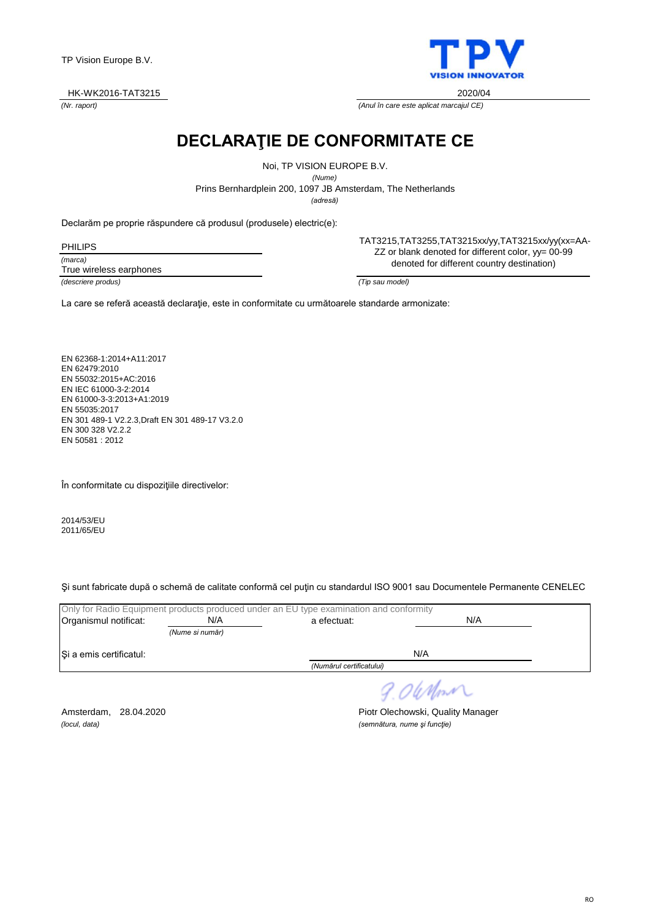TP Vision Europe B.V.

TPV
VISION INNOVATOR

HK-WK2016-TAT3215
*(Nr. raport)*

2020/04
*(Anul în care este aplicat marcajul CE)*

# DECLARAŢIE DE CONFORMITATE CE

Noi, TP VISION EUROPE B.V.
*(Nume)*
Prins Bernhardplein 200, 1097 JB Amsterdam, The Netherlands
*(adresă)*

Declarăm pe proprie răspundere că produsul (produsele) electric(e):

PHILIPS
*(marca)*

True wireless earphones
*(descriere produs)*

TAT3215,TAT3255,TAT3215xx/yy,TAT3215xx/yy(xx=AA-ZZ or blank denoted for different color, yy= 00-99 denoted for different country destination)
*(Tip sau model)*

La care se referă această declaraţie, este in conformitate cu următoarele standarde armonizate:

EN 62368-1:2014+A11:2017
EN 62479:2010
EN 55032:2015+AC:2016
EN IEC 61000-3-2:2014
EN 61000-3-3:2013+A1:2019
EN 55035:2017
EN 301 489-1 V2.2.3,Draft EN 301 489-17 V3.2.0
EN 300 328 V2.2.2
EN 50581 : 2012

În conformitate cu dispoziţiile directivelor:

2014/53/EU
2011/65/EU

Şi sunt fabricate după o schemă de calitate conformă cel puţin cu standardul ISO 9001 sau Documentele Permanente CENELEC

Only for Radio Equipment products produced under an EU type examination and conformity

Organismul notificat: N/A *(Nume si număr)* a efectuat: N/A

Şi a emis certificatul: N/A *(Numărul certificatului)*

Amsterdam, 28.04.2020
*(locul, data)*

Piotr Olechowski, Quality Manager
*(semnătura, nume şi funcţie)*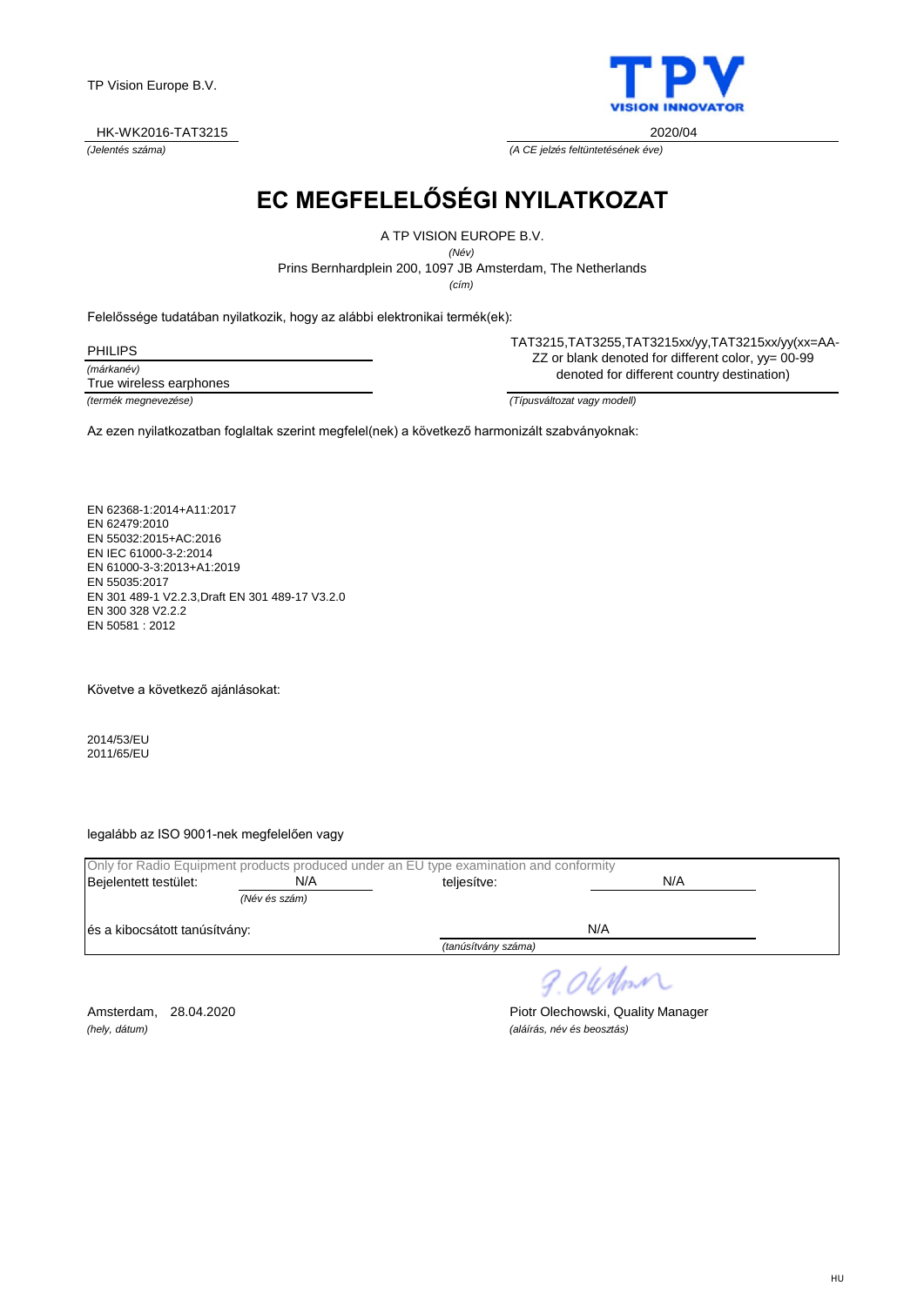TP Vision Europe B.V.

HK-WK2016-TAT3215
*(Jelentés száma)*

2020/04
*(A CE jelzés feltüntetésének éve)*

# EC MEGFELELŐSÉGI NYILATKOZAT

A TP VISION EUROPE B.V.
*(Név)*
Prins Bernhardplein 200, 1097 JB Amsterdam, The Netherlands
*(cím)*

Felelőssége tudatában nyilatkozik, hogy az alábbi elektronikai termék(ek):

PHILIPS
*(márkanév)*

True wireless earphones
*(termék megnevezése)*

TAT3215,TAT3255,TAT3215xx/yy,TAT3215xx/yy(xx=AA-ZZ or blank denoted for different color, yy= 00-99 denoted for different country destination)
*(Típusváltozat vagy modell)*

Az ezen nyilatkozatban foglaltak szerint megfelel(nek) a következő harmonizált szabványoknak:

EN 62368-1:2014+A11:2017
EN 62479:2010
EN 55032:2015+AC:2016
EN IEC 61000-3-2:2014
EN 61000-3-3:2013+A1:2019
EN 55035:2017
EN 301 489-1 V2.2.3,Draft EN 301 489-17 V3.2.0
EN 300 328 V2.2.2
EN 50581 : 2012

Követve a következő ajánlásokat:

2014/53/EU
2011/65/EU

legalább az ISO 9001-nek megfelelően vagy

Only for Radio Equipment products produced under an EU type examination and conformity

Bejelentett testület: N/A *(Név és szám)* teljesítve: N/A

és a kibocsátott tanúsítvány: N/A *(tanúsítvány száma)*

Amsterdam, 28.04.2020
*(hely, dátum)*

Piotr Olechowski, Quality Manager
*(aláírás, név és beosztás)*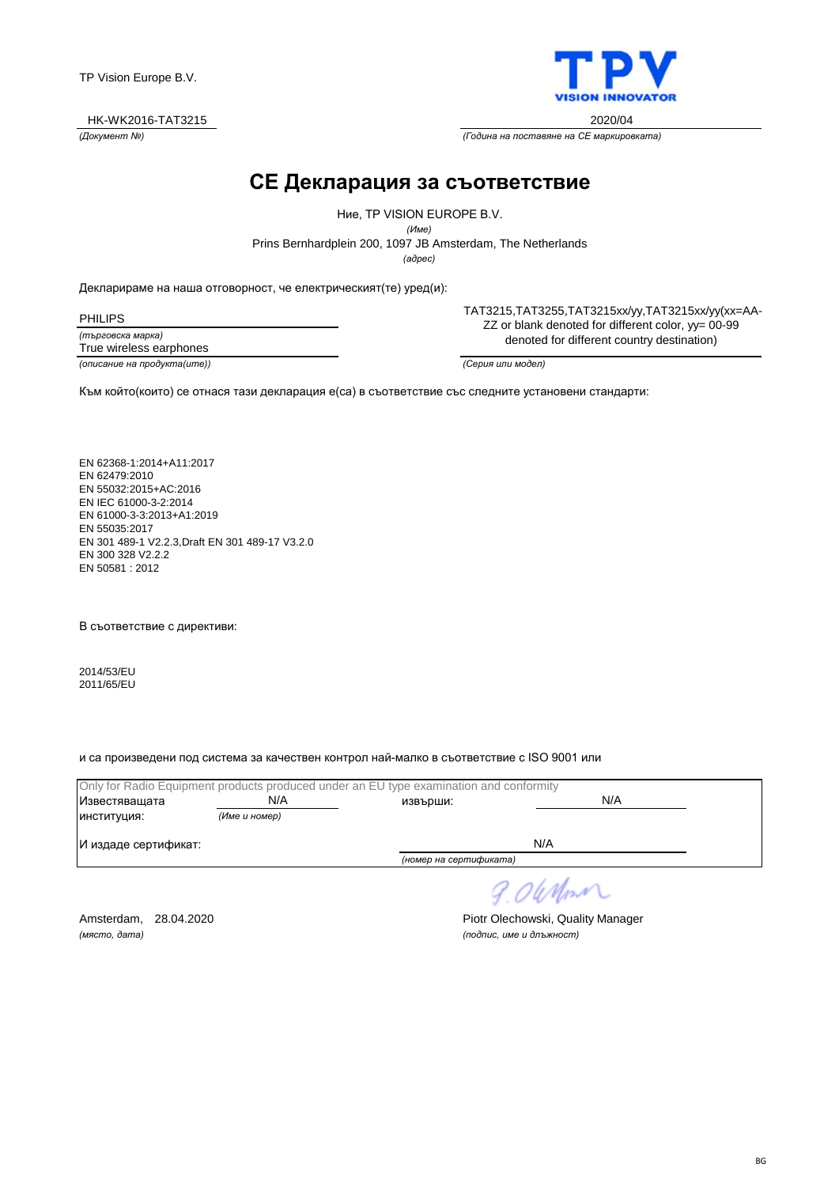TP Vision Europe B.V.

HK-WK2016-TAT3215
*(Документ №)*

2020/04
*(Година на поставяне на CE маркировката)*

# CE Декларация за съответствие

Ние, TP VISION EUROPE B.V.
*(Име)*

Prins Bernhardplein 200, 1097 JB Amsterdam, The Netherlands
*(адрес)*

Декларираме на наша отговорност, че електрическият(те) уред(и):

PHILIPS
*(търговска марка)*

True wireless earphones
*(описание на продукта(ите))*

TAT3215,TAT3255,TAT3215xx/yy,TAT3215xx/yy(xx=AA-ZZ or blank denoted for different color, yy= 00-99 denoted for different country destination)
*(Серия или модел)*

Към който(които) се отнася тази декларация е(са) в съответствие със следните установени стандарти:

EN 62368-1:2014+A11:2017
EN 62479:2010
EN 55032:2015+AC:2016
EN IEC 61000-3-2:2014
EN 61000-3-3:2013+A1:2019
EN 55035:2017
EN 301 489-1 V2.2.3,Draft EN 301 489-17 V3.2.0
EN 300 328 V2.2.2
EN 50581 : 2012

В съответствие с директиви:

2014/53/EU
2011/65/EU

и са произведени под система за качествен контрол най-малко в съответствие с ISO 9001 или

Only for Radio Equipment products produced under an EU type examination and conformity

Известяващата институция: N/A *(Име и номер)* извърши: N/A

И издаде сертификат: N/A *(номер на сертификата)*

Amsterdam, 28.04.2020
*(място, дата)*

Piotr Olechowski, Quality Manager
*(подпис, име и длъжност)*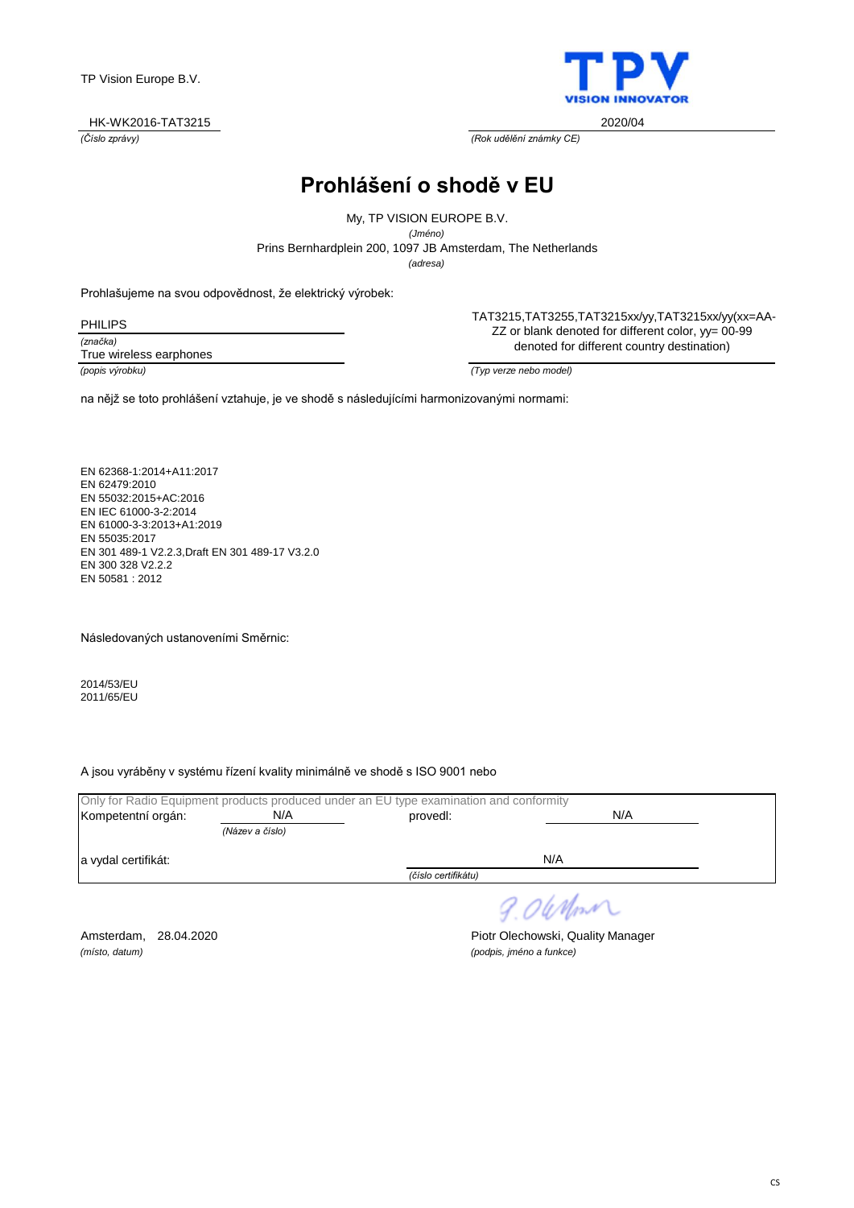TP Vision Europe B.V.

TPV
VISION INNOVATOR

HK-WK2016-TAT3215
*(Číslo zprávy)*

2020/04
*(Rok udělění známky CE)*

# Prohlášení o shodě v EU

My, TP VISION EUROPE B.V.
*(Jméno)*
Prins Bernhardplein 200, 1097 JB Amsterdam, The Netherlands
*(adresa)*

Prohlašujeme na svou odpovědnost, že elektrický výrobek:

PHILIPS
*(značka)*
True wireless earphones
*(popis výrobku)*

TAT3215,TAT3255,TAT3215xx/yy,TAT3215xx/yy(xx=AA-ZZ or blank denoted for different color, yy= 00-99 denoted for different country destination)
*(Typ verze nebo model)*

na nějž se toto prohlášení vztahuje, je ve shodě s následujícími harmonizovanými normami:

EN 62368-1:2014+A11:2017
EN 62479:2010
EN 55032:2015+AC:2016
EN IEC 61000-3-2:2014
EN 61000-3-3:2013+A1:2019
EN 55035:2017
EN 301 489-1 V2.2.3,Draft EN 301 489-17 V3.2.0
EN 300 328 V2.2.2
EN 50581 : 2012

Následovaných ustanoveními Směrnic:

2014/53/EU
2011/65/EU

A jsou vyráběny v systému řízení kvality minimálně ve shodě s ISO 9001 nebo

Only for Radio Equipment products produced under an EU type examination and conformity

Kompetentní orgán: N/A *(Název a číslo)* provedl: N/A

a vydal certifikát: N/A *(číslo certifikátu)*

Amsterdam, 28.04.2020
*(místo, datum)*

Piotr Olechowski, Quality Manager
*(podpis, jméno a funkce)*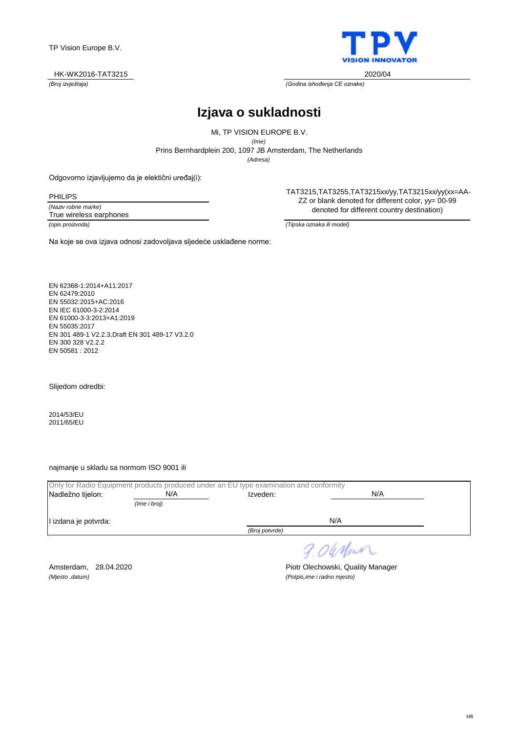TP Vision Europe B.V.

HK-WK2016-TAT3215
*(Broj izvještaja)*

2020/04
*(Godina ishođenja CE oznake)*

# Izjava o sukladnosti

Mi, TP VISION EUROPE B.V.
*(Ime)*

Prins Bernhardplein 200, 1097 JB Amsterdam, The Netherlands
*(Adresa)*

Odgovorno izjavljujemo da je elektični uređaj(i):

PHILIPS
*(Naziv robne marke)*

True wireless earphones
*(opis proizvoda)*

TAT3215,TAT3255,TAT3215xx/yy,TAT3215xx/yy(xx=AA-ZZ or blank denoted for different color, yy= 00-99 denoted for different country destination)
*(Tipska oznaka ili model)*

Na koje se ova izjava odnosi zadovoljava sljedeće usklađene norme:

EN 62368-1:2014+A11:2017
EN 62479:2010
EN 55032:2015+AC:2016
EN IEC 61000-3-2:2014
EN 61000-3-3:2013+A1:2019
EN 55035:2017
EN 301 489-1 V2.2.3,Draft EN 301 489-17 V3.2.0
EN 300 328 V2.2.2
EN 50581 : 2012

Slijedom odredbi:

2014/53/EU
2011/65/EU

najmanje u skladu sa normom ISO 9001 ili

Only for Radio Equipment products produced under an EU type examination and conformity

| | | | |
|---|---|---|---|
| Nadležno tijelon: | N/A *(Ime i broj)* | Izveden: | N/A |
| I izdana je potvrda: | | N/A *(Broj potvrde)* | |

Amsterdam, 28.04.2020
*(Mjesto ,datum)*

Piotr Olechowski, Quality Manager
*(Potpis,ime i radno mjesto)*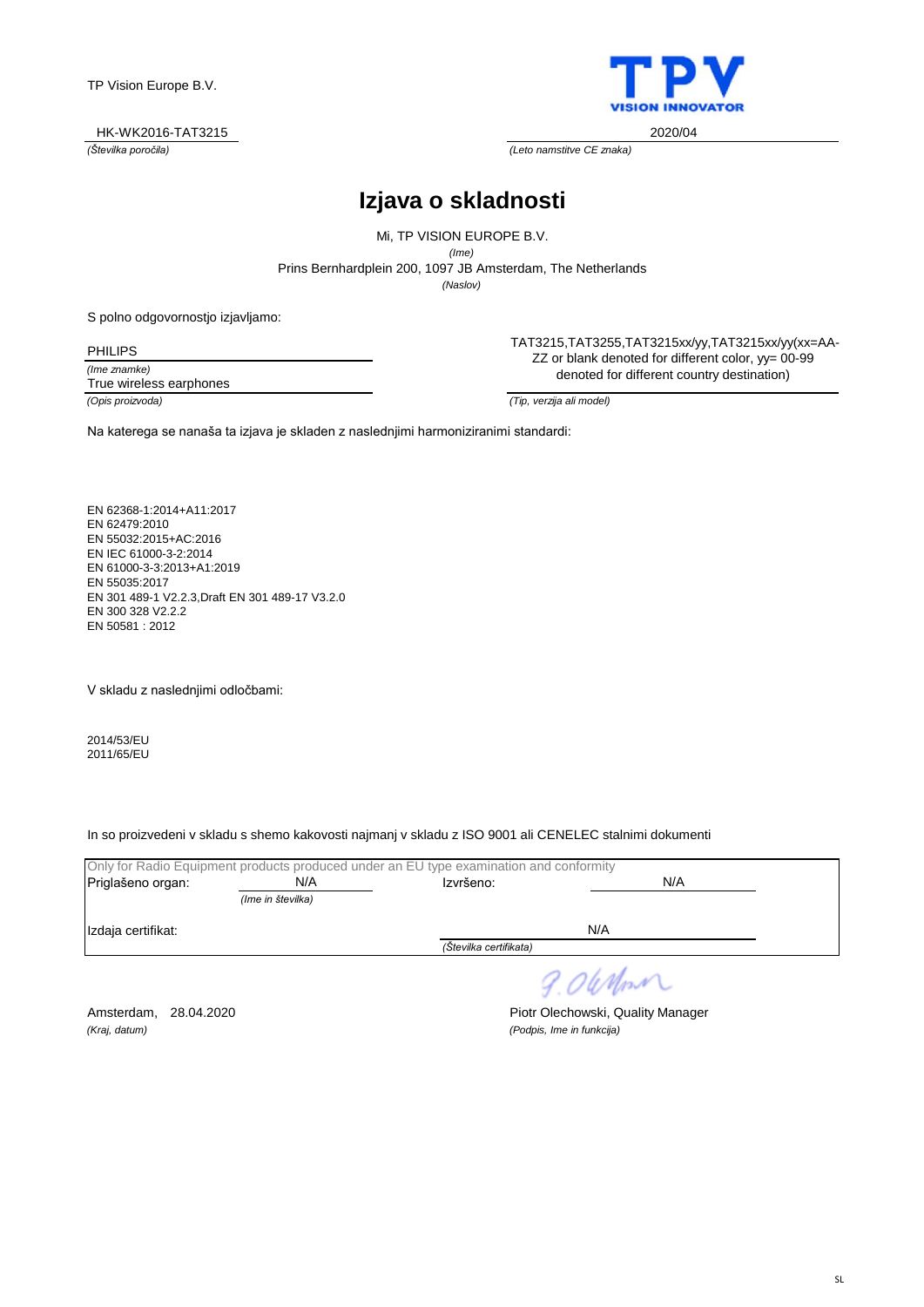TP Vision Europe B.V.

HK-WK2016-TAT3215
*(Številka poročila)*

2020/04
*(Leto namstitve CE znaka)*

# Izjava o skladnosti

Mi, TP VISION EUROPE B.V.
*(Ime)*
Prins Bernhardplein 200, 1097 JB Amsterdam, The Netherlands
*(Naslov)*

S polno odgovornostjo izjavljamo:

PHILIPS
*(Ime znamke)*

True wireless earphones
*(Opis proizvoda)*

TAT3215,TAT3255,TAT3215xx/yy,TAT3215xx/yy(xx=AA-ZZ or blank denoted for different color, yy= 00-99 denoted for different country destination)
*(Tip, verzija ali model)*

Na katerega se nanaša ta izjava je skladen z naslednjimi harmoniziranimi standardi:

EN 62368-1:2014+A11:2017
EN 62479:2010
EN 55032:2015+AC:2016
EN IEC 61000-3-2:2014
EN 61000-3-3:2013+A1:2019
EN 55035:2017
EN 301 489-1 V2.2.3,Draft EN 301 489-17 V3.2.0
EN 300 328 V2.2.2
EN 50581 : 2012

V skladu z naslednjimi odločbami:

2014/53/EU
2011/65/EU

In so proizvedeni v skladu s shemo kakovosti najmanj v skladu z ISO 9001 ali CENELEC stalnimi dokumenti

Only for Radio Equipment products produced under an EU type examination and conformity

Priglašeno organ: N/A *(Ime in številka)*   Izvršeno: N/A

Izdaja certifikat: N/A *(Številka certifikata)*

Amsterdam, 28.04.2020
*(Kraj, datum)*

Piotr Olechowski, Quality Manager
*(Podpis, Ime in funkcija)*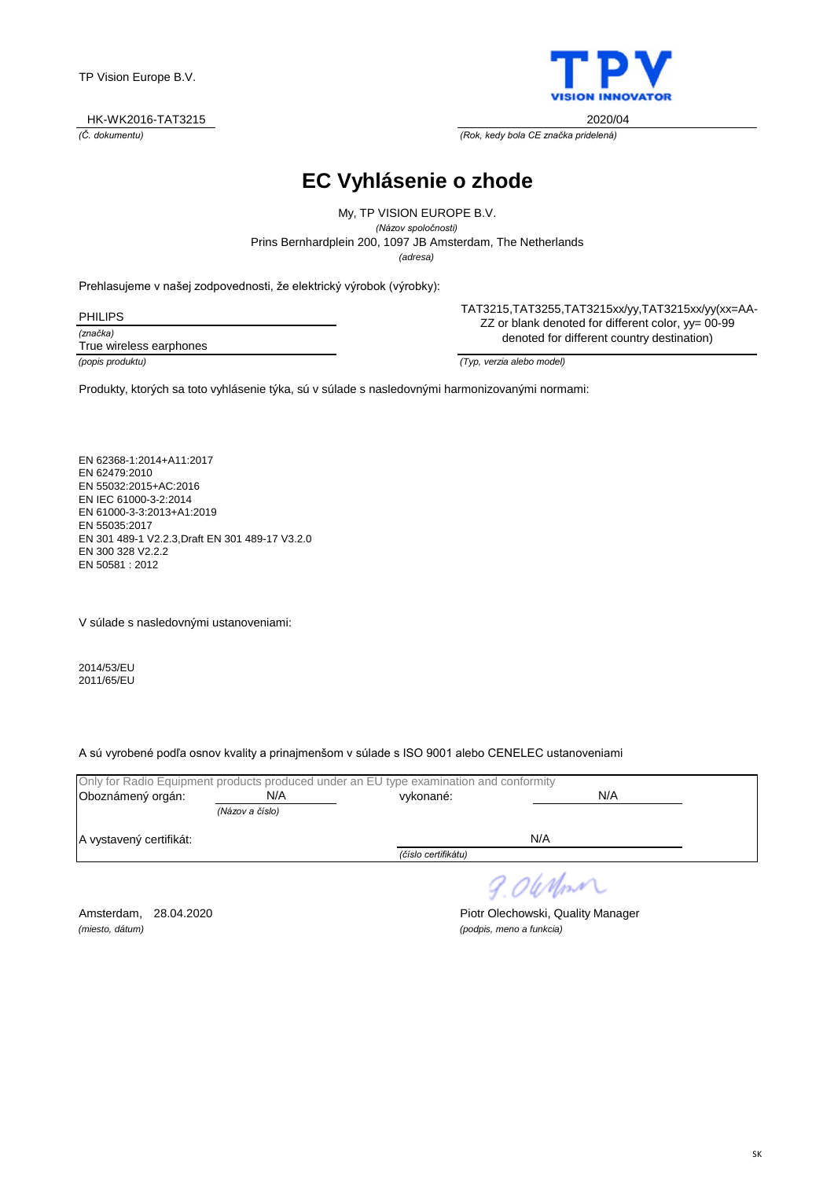TP Vision Europe B.V.

HK-WK2016-TAT3215
*(Č. dokumentu)*

2020/04
*(Rok, kedy bola CE značka pridelená)*

# EC Vyhlásenie o zhode

My, TP VISION EUROPE B.V.
*(Názov spoločnosti)*
Prins Bernhardplein 200, 1097 JB Amsterdam, The Netherlands
*(adresa)*

Prehlasujeme v našej zodpovednosti, že elektrický výrobok (výrobky):

PHILIPS
*(značka)*

True wireless earphones
*(popis produktu)*

TAT3215,TAT3255,TAT3215xx/yy,TAT3215xx/yy(xx=AA-ZZ or blank denoted for different color, yy= 00-99 denoted for different country destination)
*(Typ, verzia alebo model)*

Produkty, ktorých sa toto vyhlásenie týka, sú v súlade s nasledovnými harmonizovanými normami:

EN 62368-1:2014+A11:2017
EN 62479:2010
EN 55032:2015+AC:2016
EN IEC 61000-3-2:2014
EN 61000-3-3:2013+A1:2019
EN 55035:2017
EN 301 489-1 V2.2.3,Draft EN 301 489-17 V3.2.0
EN 300 328 V2.2.2
EN 50581 : 2012

V súlade s nasledovnými ustanoveniami:

2014/53/EU
2011/65/EU

A sú vyrobené podľa osnov kvality a prinajmenšom v súlade s ISO 9001 alebo CENELEC ustanoveniami

Only for Radio Equipment products produced under an EU type examination and conformity

Oboznámený orgán: N/A *(Názov a číslo)* vykonané: N/A

A vystavený certifikát: N/A *(číslo certifikátu)*

Amsterdam, 28.04.2020
*(miesto, dátum)*

Piotr Olechowski, Quality Manager
*(podpis, meno a funkcia)*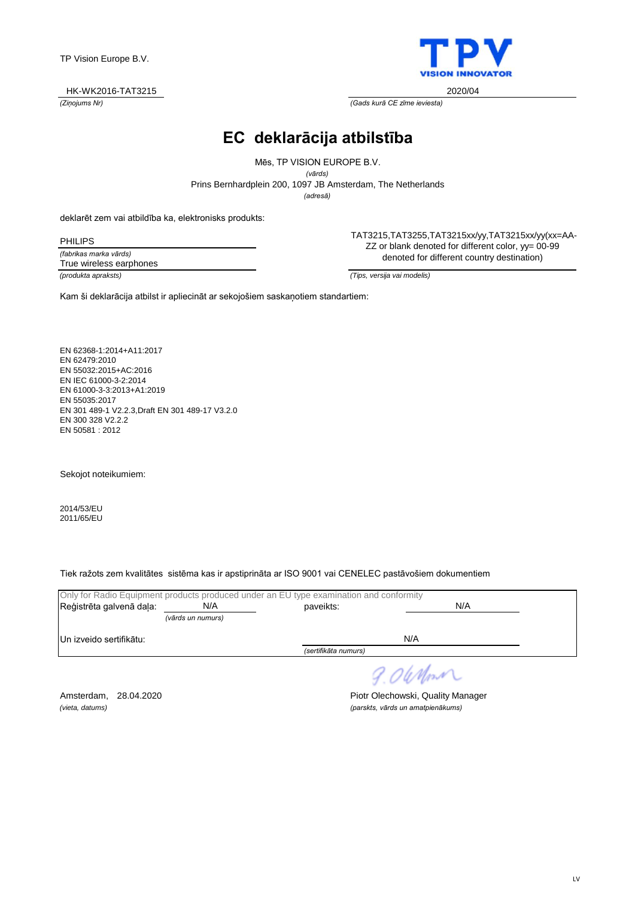TP Vision Europe B.V.

HK-WK2016-TAT3215
*(Ziņojums Nr)*

2020/04
*(Gads kurā CE zīme ieviesta)*

# EC deklarācija atbilstība

Mēs, TP VISION EUROPE B.V.
*(vārds)*
Prins Bernhardplein 200, 1097 JB Amsterdam, The Netherlands
*(adresā)*

deklarēt zem vai atbildība ka, elektronisks produkts:

PHILIPS
*(fabrikas marka vārds)*
True wireless earphones
*(produkta apraksts)*

TAT3215,TAT3255,TAT3215xx/yy,TAT3215xx/yy(xx=AA-ZZ or blank denoted for different color, yy= 00-99 denoted for different country destination)
*(Tips, versija vai modelis)*

Kam šī deklarācija atbilst ir apliecināt ar sekojošiem saskaņotiem standartiem:

EN 62368-1:2014+A11:2017
EN 62479:2010
EN 55032:2015+AC:2016
EN IEC 61000-3-2:2014
EN 61000-3-3:2013+A1:2019
EN 55035:2017
EN 301 489-1 V2.2.3,Draft EN 301 489-17 V3.2.0
EN 300 328 V2.2.2
EN 50581 : 2012

Sekojot noteikumiem:

2014/53/EU
2011/65/EU

Tiek ražots zem kvalitātes sistēma kas ir apstiprināta ar ISO 9001 vai CENELEC pastāvošiem dokumentiem

Only for Radio Equipment products produced under an EU type examination and conformity

Reģistrēta galvenā daļa: N/A *(vārds un numurs)* paveikts: N/A

Un izveido sertifikātu: N/A *(sertifikāta numurs)*

Amsterdam, 28.04.2020
*(vieta, datums)*

Piotr Olechowski, Quality Manager
*(parskts, vārds un amatpienākums)*

LV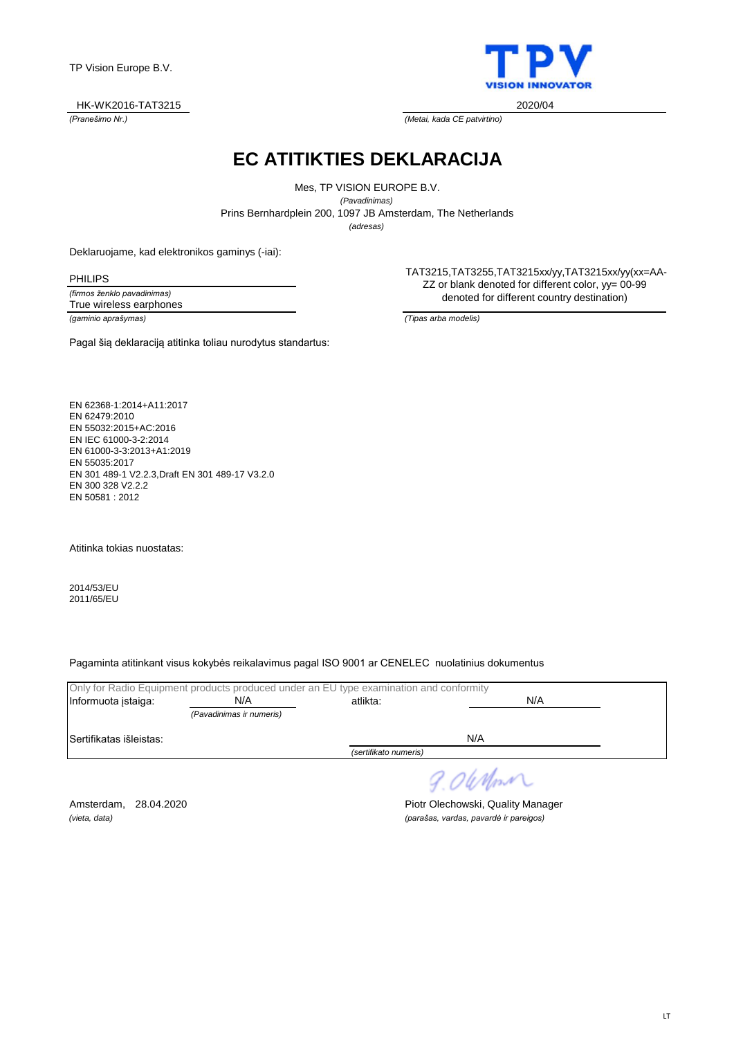TP Vision Europe B.V.

HK-WK2016-TAT3215
*(Pranešimo Nr.)*

2020/04
*(Metai, kada CE patvirtino)*

# EC ATITIKTIES DEKLARACIJA

Mes, TP VISION EUROPE B.V.
*(Pavadinimas)*
Prins Bernhardplein 200, 1097 JB Amsterdam, The Netherlands
*(adresas)*

Deklaruojame, kad elektronikos gaminys (-iai):

PHILIPS
*(firmos ženklo pavadinimas)*
True wireless earphones
*(gaminio aprašymas)*

TAT3215,TAT3255,TAT3215xx/yy,TAT3215xx/yy(xx=AA-ZZ or blank denoted for different color, yy= 00-99 denoted for different country destination)
*(Tipas arba modelis)*

Pagal šią deklaraciją atitinka toliau nurodytus standartus:

EN 62368-1:2014+A11:2017
EN 62479:2010
EN 55032:2015+AC:2016
EN IEC 61000-3-2:2014
EN 61000-3-3:2013+A1:2019
EN 55035:2017
EN 301 489-1 V2.2.3,Draft EN 301 489-17 V3.2.0
EN 300 328 V2.2.2
EN 50581 : 2012

Atitinka tokias nuostatas:

2014/53/EU
2011/65/EU

Pagaminta atitinkant visus kokybės reikalavimus pagal ISO 9001 ar CENELEC nuolatinius dokumentus

Only for Radio Equipment products produced under an EU type examination and conformity

Informuota įstaiga: N/A *(Pavadinimas ir numeris)* atlikta: N/A

Sertifikatas išleistas: N/A *(sertifikato numeris)*

Amsterdam, 28.04.2020
*(vieta, data)*

Piotr Olechowski, Quality Manager
*(parašas, vardas, pavardė ir pareigos)*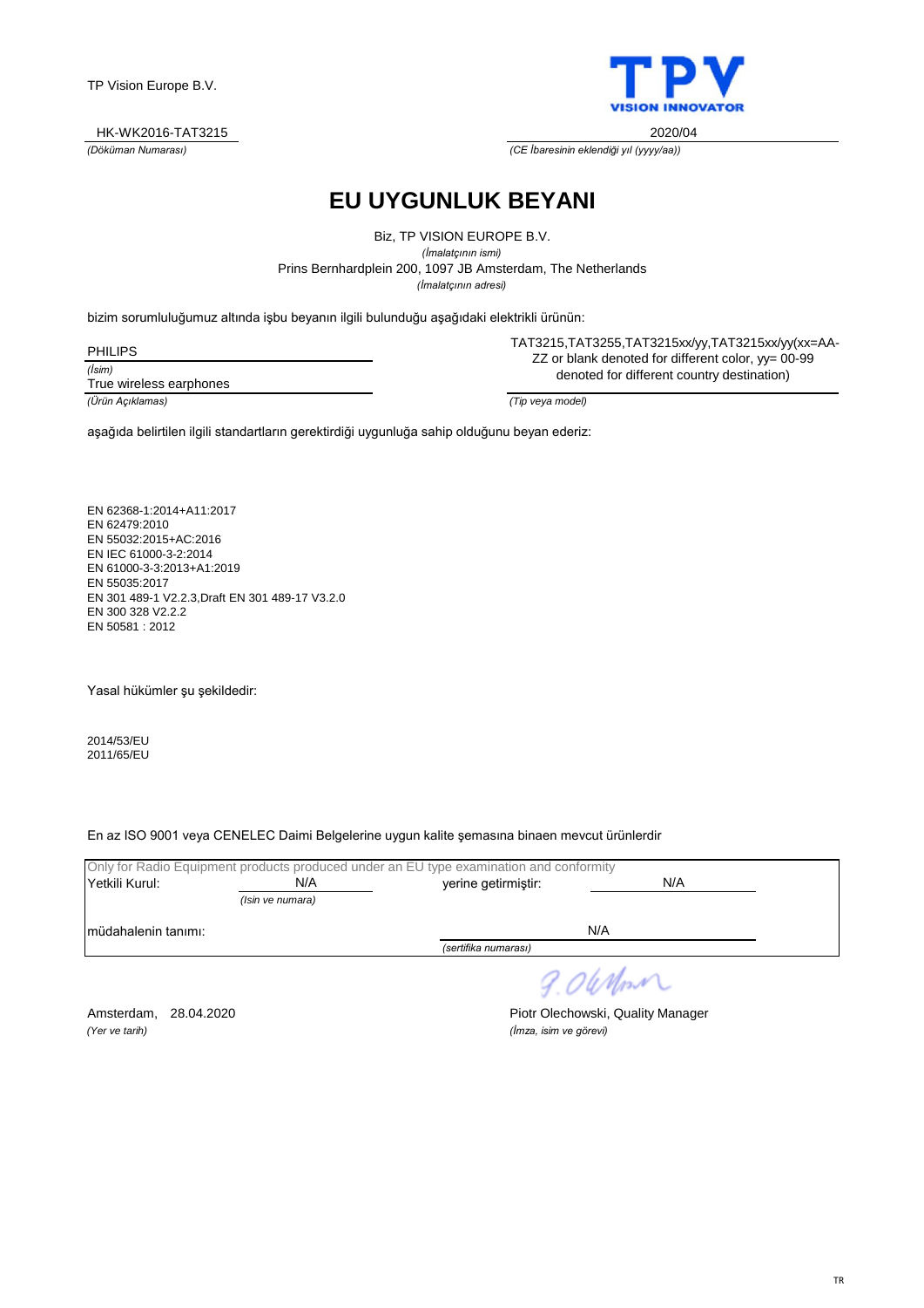TP Vision Europe B.V.

HK-WK2016-TAT3215
*(Döküman Numarası)*

2020/04
*(CE İbaresinin eklendiği yıl (yyyy/aa))*

# EU UYGUNLUK BEYANI

Biz, TP VISION EUROPE B.V.
*(İmalatçının ismi)*
Prins Bernhardplein 200, 1097 JB Amsterdam, The Netherlands
*(İmalatçının adresi)*

bizim sorumluluğumuz altında işbu beyanın ilgili bulunduğu aşağıdaki elektrikli ürünün:

PHILIPS
*(İsim)*
True wireless earphones
*(Ürün Açıklamas)*

TAT3215,TAT3255,TAT3215xx/yy,TAT3215xx/yy(xx=AA-ZZ or blank denoted for different color, yy= 00-99 denoted for different country destination)
*(Tip veya model)*

aşağıda belirtilen ilgili standartların gerektirdiği uygunluğa sahip olduğunu beyan ederiz:

EN 62368-1:2014+A11:2017
EN 62479:2010
EN 55032:2015+AC:2016
EN IEC 61000-3-2:2014
EN 61000-3-3:2013+A1:2019
EN 55035:2017
EN 301 489-1 V2.2.3,Draft EN 301 489-17 V3.2.0
EN 300 328 V2.2.2
EN 50581 : 2012

Yasal hükümler şu şekildedir:

2014/53/EU
2011/65/EU

En az ISO 9001 veya CENELEC Daimi Belgelerine uygun kalite şemasına binaen mevcut ürünlerdir

Only for Radio Equipment products produced under an EU type examination and conformity

| | | | |
|---|---|---|---|
| Yetkili Kurul: | N/A *(Isin ve numara)* | yerine getirmiştir: | N/A |
| müdahalenin tanımı: | | | N/A *(sertifika numarası)* |

Amsterdam, 28.04.2020
*(Yer ve tarih)*

Piotr Olechowski, Quality Manager
*(İmza, isim ve görevi)*